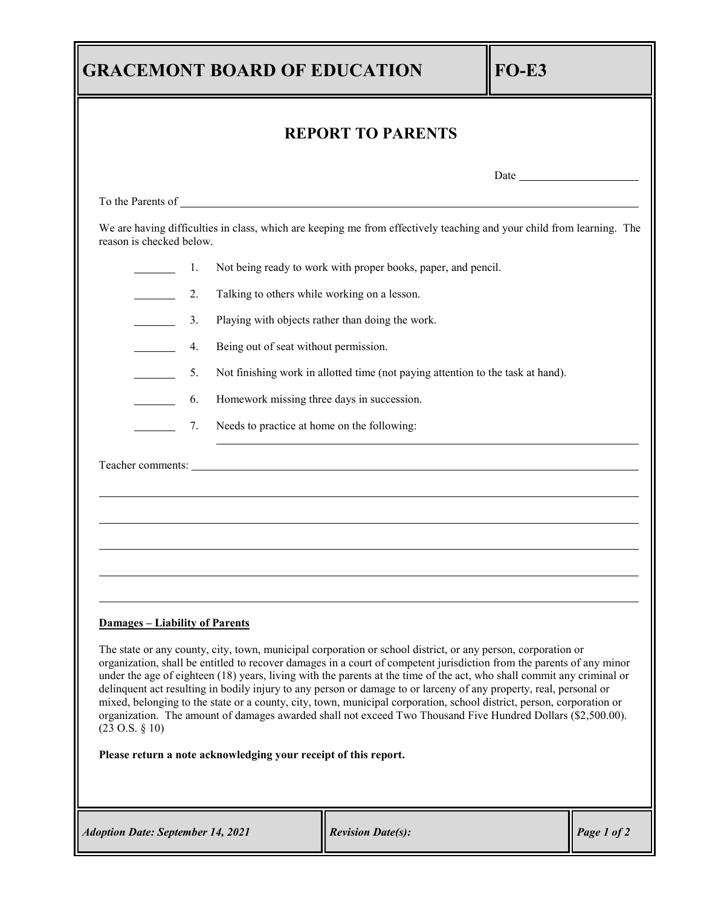# GRACEMONT BOARD OF EDUCATION — FO-E3

## REPORT TO PARENTS

Date ____________________

To the Parents of ____________________________________________________________

We are having difficulties in class, which are keeping me from effectively teaching and your child from learning. The reason is checked below.

_______ 1. Not being ready to work with proper books, paper, and pencil.

_______ 2. Talking to others while working on a lesson.

_______ 3. Playing with objects rather than doing the work.

_______ 4. Being out of seat without permission.

_______ 5. Not finishing work in allotted time (not paying attention to the task at hand).

_______ 6. Homework missing three days in succession.

_______ 7. Needs to practice at home on the following:

____________________________________________________________

Teacher comments: ____________________________________________________________

____________________________________________________________

____________________________________________________________

____________________________________________________________

____________________________________________________________

____________________________________________________________

**Damages – Liability of Parents**

The state or any county, city, town, municipal corporation or school district, or any person, corporation or organization, shall be entitled to recover damages in a court of competent jurisdiction from the parents of any minor under the age of eighteen (18) years, living with the parents at the time of the act, who shall commit any criminal or delinquent act resulting in bodily injury to any person or damage to or larceny of any property, real, personal or mixed, belonging to the state or a county, city, town, municipal corporation, school district, person, corporation or organization. The amount of damages awarded shall not exceed Two Thousand Five Hundred Dollars ($2,500.00). (23 O.S. § 10)

**Please return a note acknowledging your receipt of this report.**

*Adoption Date: September 14, 2021* | *Revision Date(s):*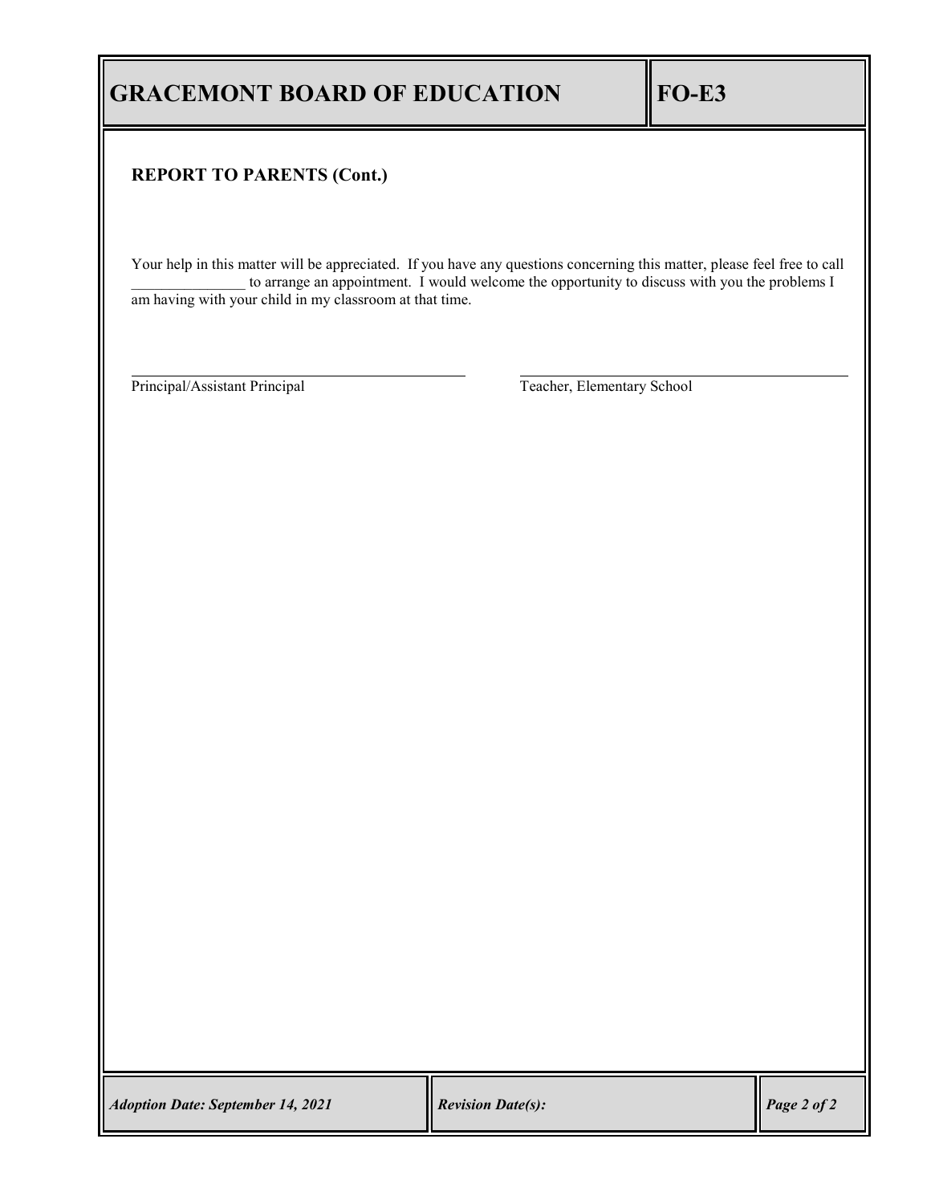**REPORT TO PARENTS (Cont.)**

Your help in this matter will be appreciated. If you have any questions concerning this matter, please feel free to call _______________ to arrange an appointment. I would welcome the opportunity to discuss with you the problems I am having with your child in my classroom at that time.

______________________________________ ______________________________________

Principal/Assistant Principal Teacher, Elementary School